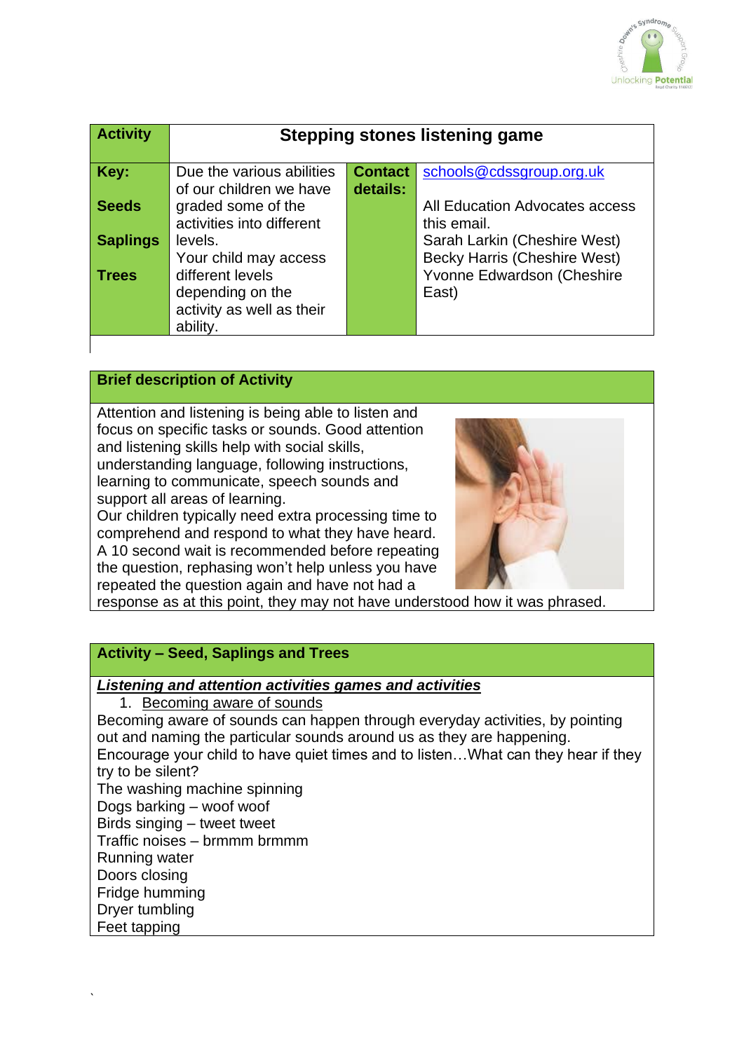| Activity | Stepping stones listening game | | |
|---|---|---|---|
| **Key:**<br><br>**Seeds**<br><br>**Saplings**<br><br>**Trees** | Due the various abilities of our children we have graded some of the activities into different levels.<br>Your child may access different levels depending on the activity as well as their ability. | **Contact details:** | schools@cdssgroup.org.uk<br><br>All Education Advocates access this email.<br>Sarah Larkin (Cheshire West)<br>Becky Harris (Cheshire West)<br>Yvonne Edwardson (Cheshire East) |

## Brief description of Activity

Attention and listening is being able to listen and focus on specific tasks or sounds. Good attention and listening skills help with social skills, understanding language, following instructions, learning to communicate, speech sounds and support all areas of learning.

Our children typically need extra processing time to comprehend and respond to what they have heard. A 10 second wait is recommended before repeating the question, rephasing won't help unless you have repeated the question again and have not had a response as at this point, they may not have understood how it was phrased.

## Activity – Seed, Saplings and Trees

***Listening and attention activities games and activities***

1. Becoming aware of sounds

Becoming aware of sounds can happen through everyday activities, by pointing out and naming the particular sounds around us as they are happening.

Encourage your child to have quiet times and to listen…What can they hear if they try to be silent?

The washing machine spinning
Dogs barking – woof woof
Birds singing – tweet tweet
Traffic noises – brmmm brmmm
Running water
Doors closing
Fridge humming
Dryer tumbling
Feet tapping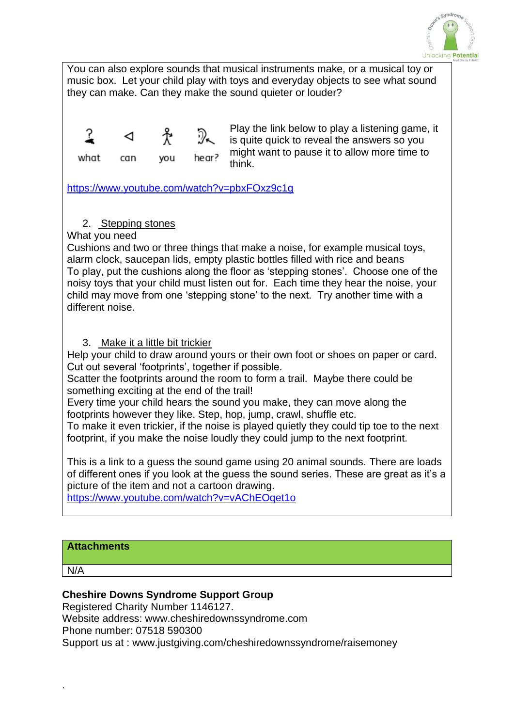You can also explore sounds that musical instruments make, or a musical toy or music box. Let your child play with toys and everyday objects to see what sound they can make. Can they make the sound quieter or louder?

what can you hear?

Play the link below to play a listening game, it is quite quick to reveal the answers so you might want to pause it to allow more time to think.

https://www.youtube.com/watch?v=pbxFOxz9c1g

2. Stepping stones

What you need

Cushions and two or three things that make a noise, for example musical toys, alarm clock, saucepan lids, empty plastic bottles filled with rice and beans

To play, put the cushions along the floor as 'stepping stones'. Choose one of the noisy toys that your child must listen out for. Each time they hear the noise, your child may move from one 'stepping stone' to the next. Try another time with a different noise.

3. Make it a little bit trickier

Help your child to draw around yours or their own foot or shoes on paper or card. Cut out several 'footprints', together if possible.

Scatter the footprints around the room to form a trail. Maybe there could be something exciting at the end of the trail!

Every time your child hears the sound you make, they can move along the footprints however they like. Step, hop, jump, crawl, shuffle etc.

To make it even trickier, if the noise is played quietly they could tip toe to the next footprint, if you make the noise loudly they could jump to the next footprint.

This is a link to a guess the sound game using 20 animal sounds. There are loads of different ones if you look at the guess the sound series. These are great as it's a picture of the item and not a cartoon drawing.

https://www.youtube.com/watch?v=vAChEOqet1o

| Attachments |
|---|
| N/A |

**Cheshire Downs Syndrome Support Group**

Registered Charity Number 1146127.

Website address: www.cheshiredownssyndrome.com

Phone number: 07518 590300

Support us at : www.justgiving.com/cheshiredownssyndrome/raisemoney